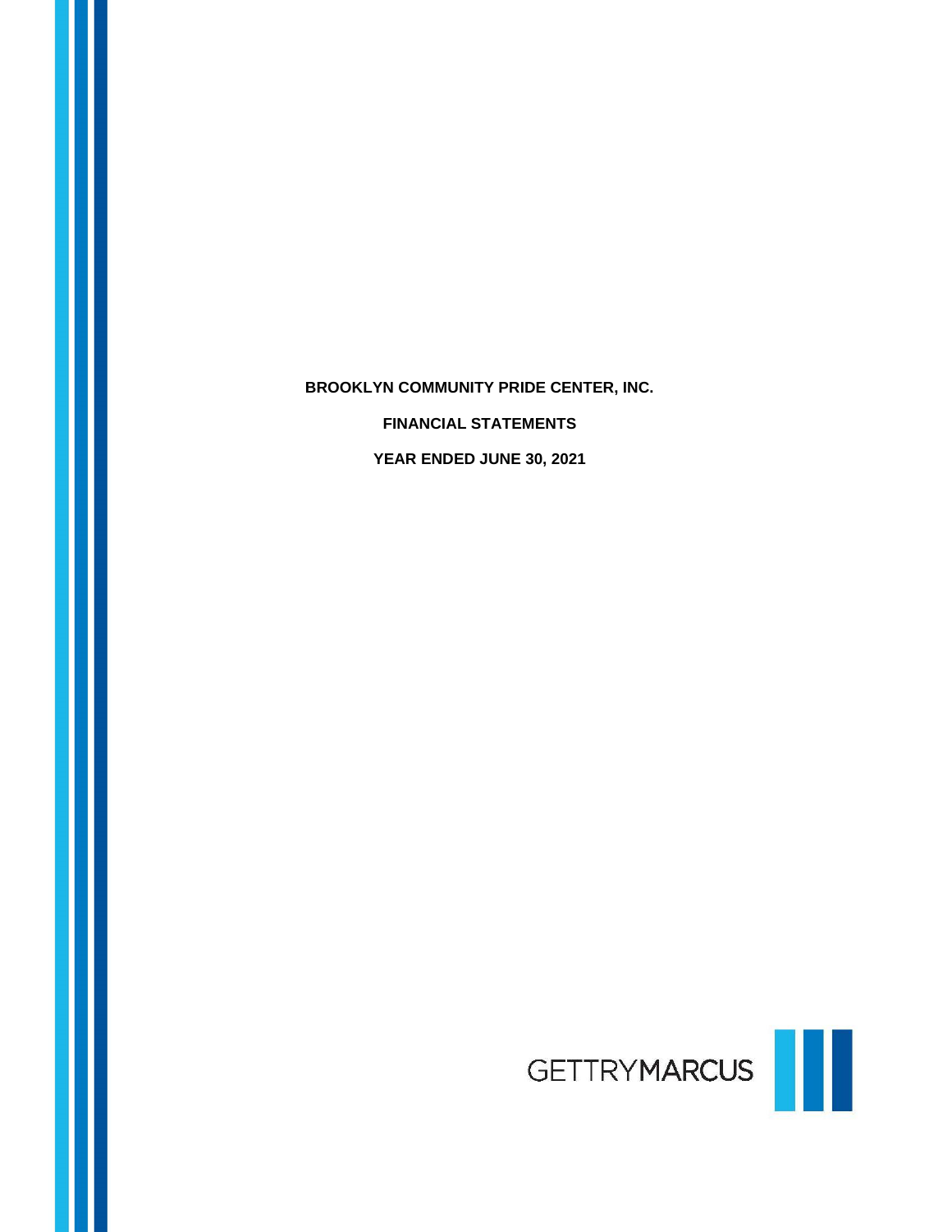# BROOKLYN COMMUNITY PRIDE CENTER, INC.

## FINANCIAL STATEMENTS

## YEAR ENDED JUNE 30, 2021

GETTRYMARCUS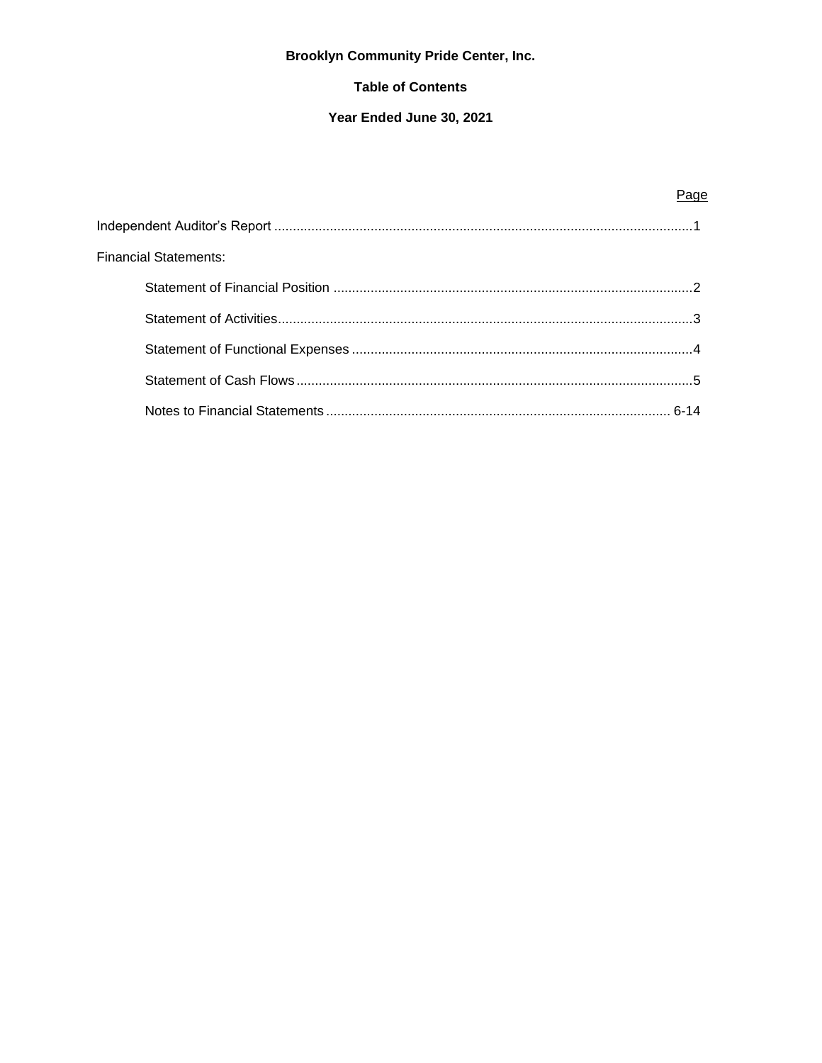**Brooklyn Community Pride Center, Inc.**

**Table of Contents**

**Year Ended June 30, 2021**

| | Page |
|---|---|
| Independent Auditor's Report | 1 |
| Financial Statements: | |
| Statement of Financial Position | 2 |
| Statement of Activities | 3 |
| Statement of Functional Expenses | 4 |
| Statement of Cash Flows | 5 |
| Notes to Financial Statements | 6-14 |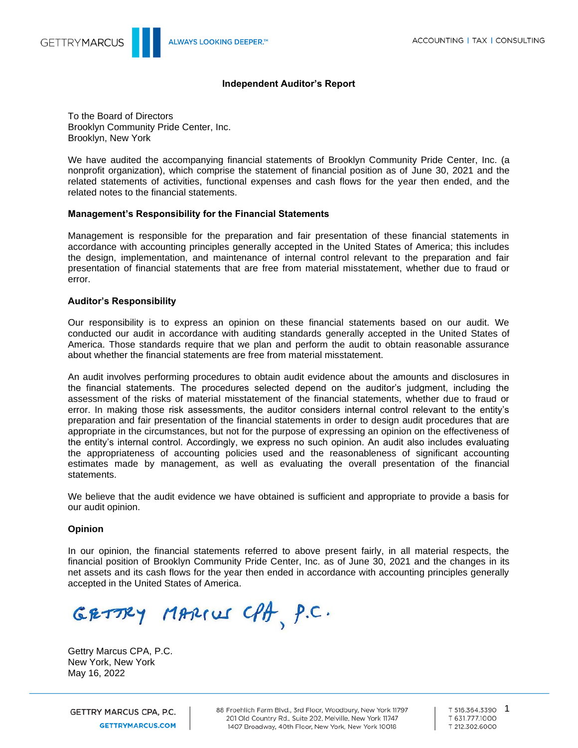# Independent Auditor's Report

To the Board of Directors
Brooklyn Community Pride Center, Inc.
Brooklyn, New York

We have audited the accompanying financial statements of Brooklyn Community Pride Center, Inc. (a nonprofit organization), which comprise the statement of financial position as of June 30, 2021 and the related statements of activities, functional expenses and cash flows for the year then ended, and the related notes to the financial statements.

**Management's Responsibility for the Financial Statements**

Management is responsible for the preparation and fair presentation of these financial statements in accordance with accounting principles generally accepted in the United States of America; this includes the design, implementation, and maintenance of internal control relevant to the preparation and fair presentation of financial statements that are free from material misstatement, whether due to fraud or error.

**Auditor's Responsibility**

Our responsibility is to express an opinion on these financial statements based on our audit. We conducted our audit in accordance with auditing standards generally accepted in the United States of America. Those standards require that we plan and perform the audit to obtain reasonable assurance about whether the financial statements are free from material misstatement.

An audit involves performing procedures to obtain audit evidence about the amounts and disclosures in the financial statements. The procedures selected depend on the auditor's judgment, including the assessment of the risks of material misstatement of the financial statements, whether due to fraud or error. In making those risk assessments, the auditor considers internal control relevant to the entity's preparation and fair presentation of the financial statements in order to design audit procedures that are appropriate in the circumstances, but not for the purpose of expressing an opinion on the effectiveness of the entity's internal control. Accordingly, we express no such opinion. An audit also includes evaluating the appropriateness of accounting policies used and the reasonableness of significant accounting estimates made by management, as well as evaluating the overall presentation of the financial statements.

We believe that the audit evidence we have obtained is sufficient and appropriate to provide a basis for our audit opinion.

**Opinion**

In our opinion, the financial statements referred to above present fairly, in all material respects, the financial position of Brooklyn Community Pride Center, Inc. as of June 30, 2021 and the changes in its net assets and its cash flows for the year then ended in accordance with accounting principles generally accepted in the United States of America.

Gettry Marcus CPA, P.C.

Gettry Marcus CPA, P.C.
New York, New York
May 16, 2022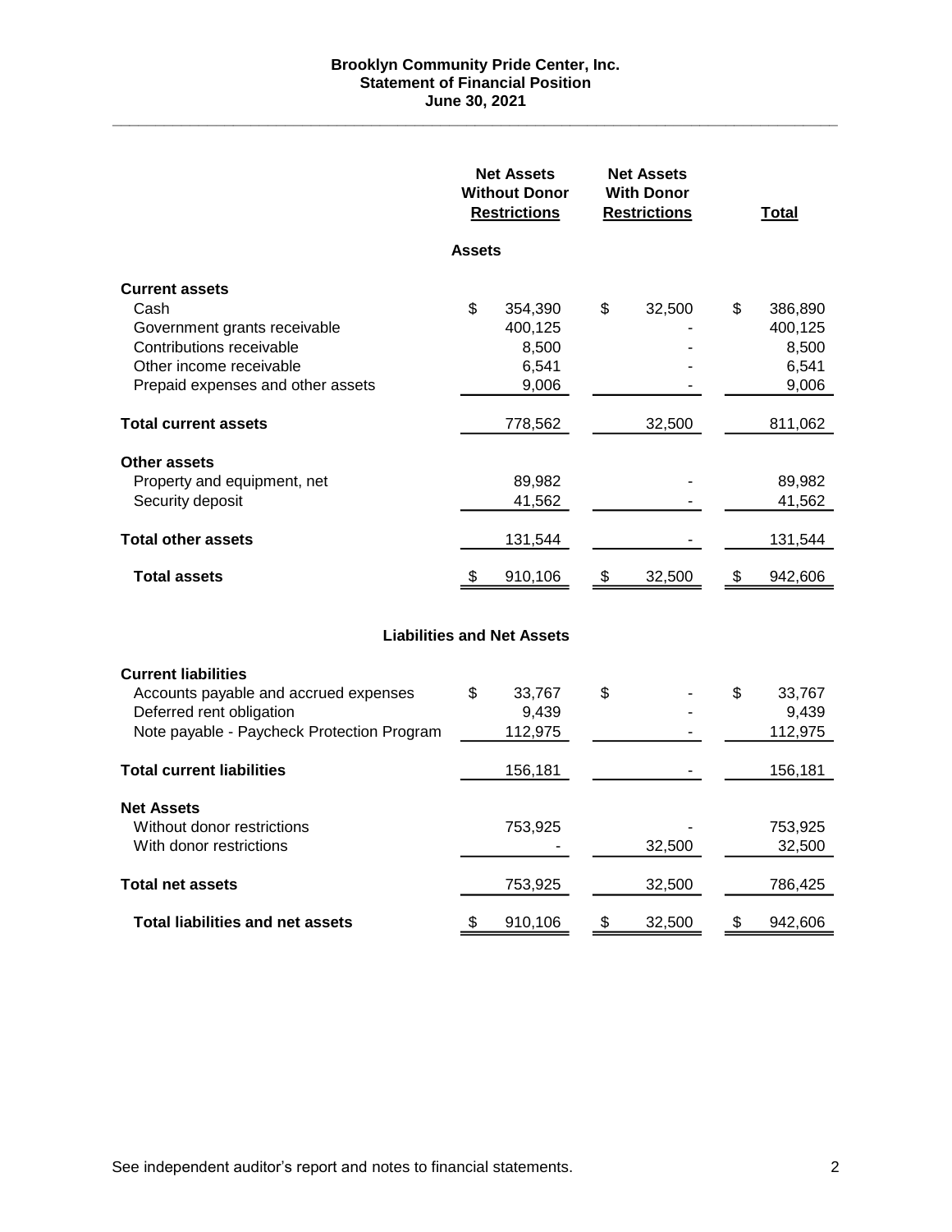**Brooklyn Community Pride Center, Inc.**
**Statement of Financial Position**
**June 30, 2021**

| | Net Assets Without Donor Restrictions | Net Assets With Donor Restrictions | Total |
|---|---|---|---|
| **Assets** | | | |
| **Current assets** | | | |
| Cash | $ 354,390 | $ 32,500 | $ 386,890 |
| Government grants receivable | 400,125 | - | 400,125 |
| Contributions receivable | 8,500 | - | 8,500 |
| Other income receivable | 6,541 | - | 6,541 |
| Prepaid expenses and other assets | 9,006 | - | 9,006 |
| **Total current assets** | 778,562 | 32,500 | 811,062 |
| **Other assets** | | | |
| Property and equipment, net | 89,982 | - | 89,982 |
| Security deposit | 41,562 | - | 41,562 |
| **Total other assets** | 131,544 | - | 131,544 |
| **Total assets** | $ 910,106 | $ 32,500 | $ 942,606 |
| **Liabilities and Net Assets** | | | |
| **Current liabilities** | | | |
| Accounts payable and accrued expenses | $ 33,767 | $ - | $ 33,767 |
| Deferred rent obligation | 9,439 | - | 9,439 |
| Note payable - Paycheck Protection Program | 112,975 | - | 112,975 |
| **Total current liabilities** | 156,181 | - | 156,181 |
| **Net Assets** | | | |
| Without donor restrictions | 753,925 | - | 753,925 |
| With donor restrictions | - | 32,500 | 32,500 |
| **Total net assets** | 753,925 | 32,500 | 786,425 |
| **Total liabilities and net assets** | $ 910,106 | $ 32,500 | $ 942,606 |

See independent auditor's report and notes to financial statements.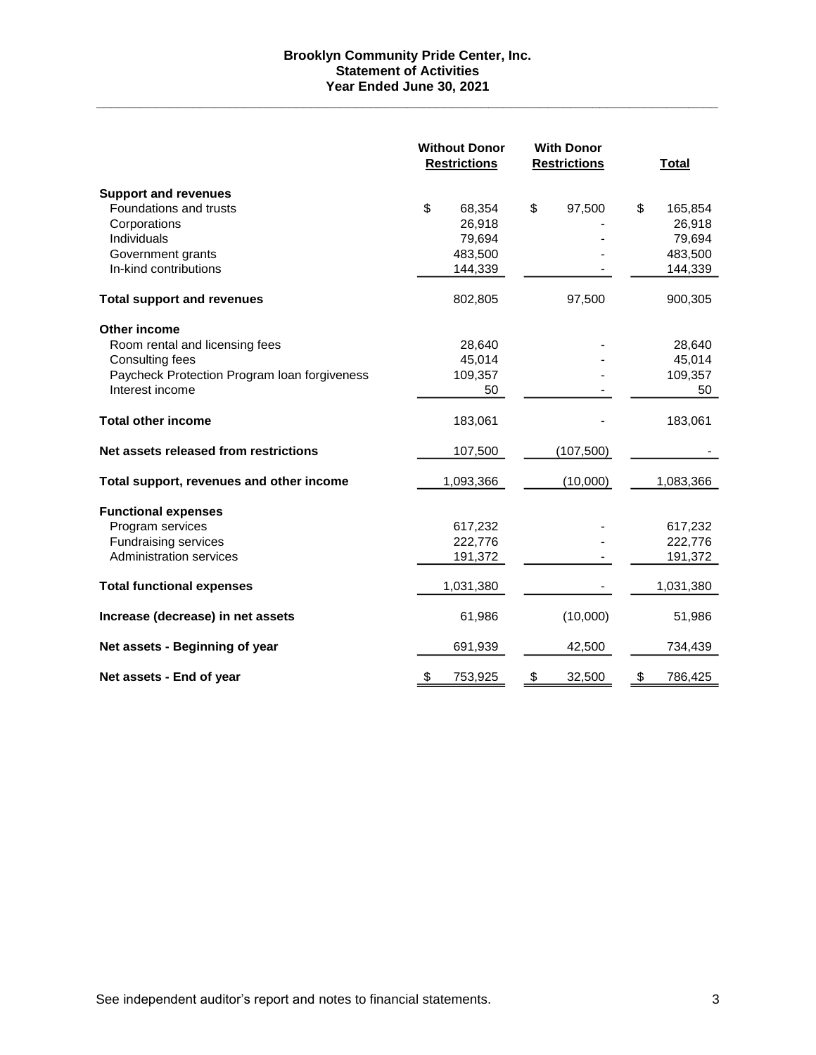# Brooklyn Community Pride Center, Inc.
## Statement of Activities
### Year Ended June 30, 2021

| | Without Donor Restrictions | With Donor Restrictions | Total |
|---|---|---|---|
| **Support and revenues** | | | |
| Foundations and trusts | $ 68,354 | $ 97,500 | $ 165,854 |
| Corporations | 26,918 | - | 26,918 |
| Individuals | 79,694 | - | 79,694 |
| Government grants | 483,500 | - | 483,500 |
| In-kind contributions | 144,339 | - | 144,339 |
| **Total support and revenues** | 802,805 | 97,500 | 900,305 |
| **Other income** | | | |
| Room rental and licensing fees | 28,640 | - | 28,640 |
| Consulting fees | 45,014 | - | 45,014 |
| Paycheck Protection Program loan forgiveness | 109,357 | - | 109,357 |
| Interest income | 50 | - | 50 |
| **Total other income** | 183,061 | - | 183,061 |
| **Net assets released from restrictions** | 107,500 | (107,500) | - |
| **Total support, revenues and other income** | 1,093,366 | (10,000) | 1,083,366 |
| **Functional expenses** | | | |
| Program services | 617,232 | - | 617,232 |
| Fundraising services | 222,776 | - | 222,776 |
| Administration services | 191,372 | - | 191,372 |
| **Total functional expenses** | 1,031,380 | - | 1,031,380 |
| **Increase (decrease) in net assets** | 61,986 | (10,000) | 51,986 |
| **Net assets - Beginning of year** | 691,939 | 42,500 | 734,439 |
| **Net assets - End of year** | $ 753,925 | $ 32,500 | $ 786,425 |

See independent auditor's report and notes to financial statements.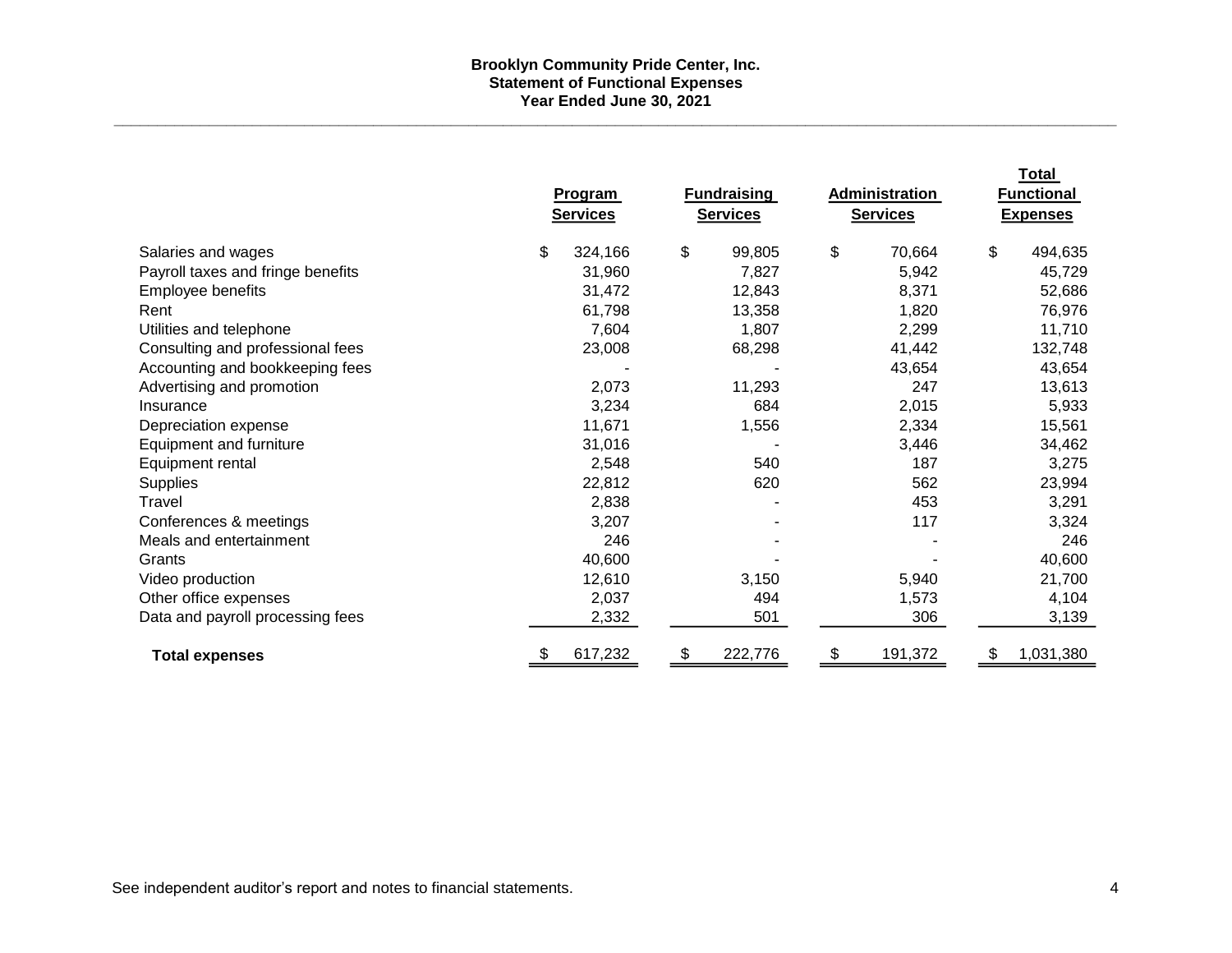# Brooklyn Community Pride Center, Inc.
## Statement of Functional Expenses
### Year Ended June 30, 2021

| | Program Services | Fundraising Services | Administration Services | Total Functional Expenses |
|---|---|---|---|---|
| Salaries and wages | $ 324,166 | $ 99,805 | $ 70,664 | $ 494,635 |
| Payroll taxes and fringe benefits | 31,960 | 7,827 | 5,942 | 45,729 |
| Employee benefits | 31,472 | 12,843 | 8,371 | 52,686 |
| Rent | 61,798 | 13,358 | 1,820 | 76,976 |
| Utilities and telephone | 7,604 | 1,807 | 2,299 | 11,710 |
| Consulting and professional fees | 23,008 | 68,298 | 41,442 | 132,748 |
| Accounting and bookkeeping fees | - | - | 43,654 | 43,654 |
| Advertising and promotion | 2,073 | 11,293 | 247 | 13,613 |
| Insurance | 3,234 | 684 | 2,015 | 5,933 |
| Depreciation expense | 11,671 | 1,556 | 2,334 | 15,561 |
| Equipment and furniture | 31,016 | - | 3,446 | 34,462 |
| Equipment rental | 2,548 | 540 | 187 | 3,275 |
| Supplies | 22,812 | 620 | 562 | 23,994 |
| Travel | 2,838 | - | 453 | 3,291 |
| Conferences & meetings | 3,207 | - | 117 | 3,324 |
| Meals and entertainment | 246 | - | - | 246 |
| Grants | 40,600 | - | - | 40,600 |
| Video production | 12,610 | 3,150 | 5,940 | 21,700 |
| Other office expenses | 2,037 | 494 | 1,573 | 4,104 |
| Data and payroll processing fees | 2,332 | 501 | 306 | 3,139 |
| **Total expenses** | $ 617,232 | $ 222,776 | $ 191,372 | $ 1,031,380 |

See independent auditor's report and notes to financial statements.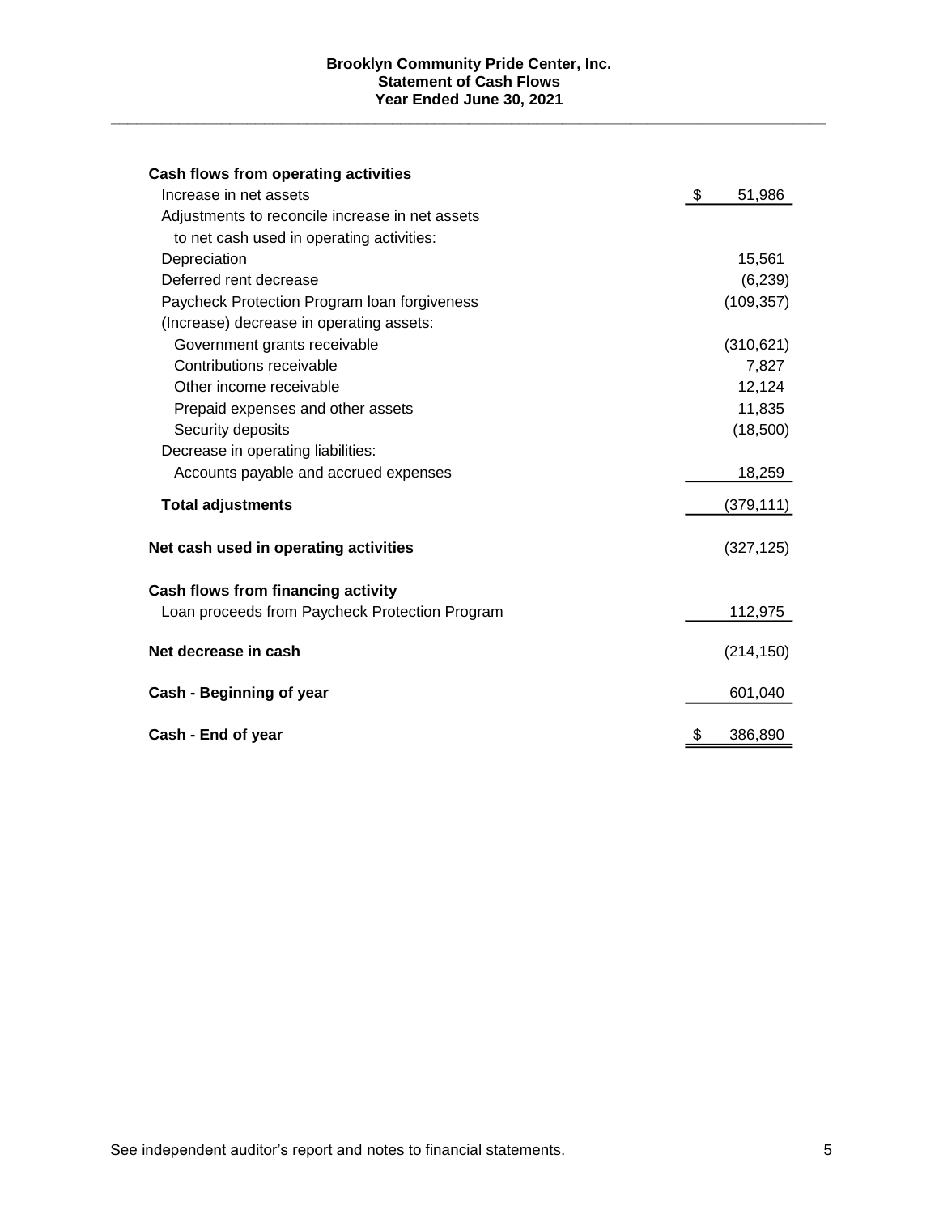# Brooklyn Community Pride Center, Inc.
## Statement of Cash Flows
### Year Ended June 30, 2021

| | |
|---|---|
| **Cash flows from operating activities** | |
| Increase in net assets | $ 51,986 |
| Adjustments to reconcile increase in net assets to net cash used in operating activities: | |
| Depreciation | 15,561 |
| Deferred rent decrease | (6,239) |
| Paycheck Protection Program loan forgiveness | (109,357) |
| (Increase) decrease in operating assets: | |
| Government grants receivable | (310,621) |
| Contributions receivable | 7,827 |
| Other income receivable | 12,124 |
| Prepaid expenses and other assets | 11,835 |
| Security deposits | (18,500) |
| Decrease in operating liabilities: | |
| Accounts payable and accrued expenses | 18,259 |
| **Total adjustments** | (379,111) |
| **Net cash used in operating activities** | (327,125) |
| **Cash flows from financing activity** | |
| Loan proceeds from Paycheck Protection Program | 112,975 |
| **Net decrease in cash** | (214,150) |
| **Cash - Beginning of year** | 601,040 |
| **Cash - End of year** | $ 386,890 |

See independent auditor's report and notes to financial statements.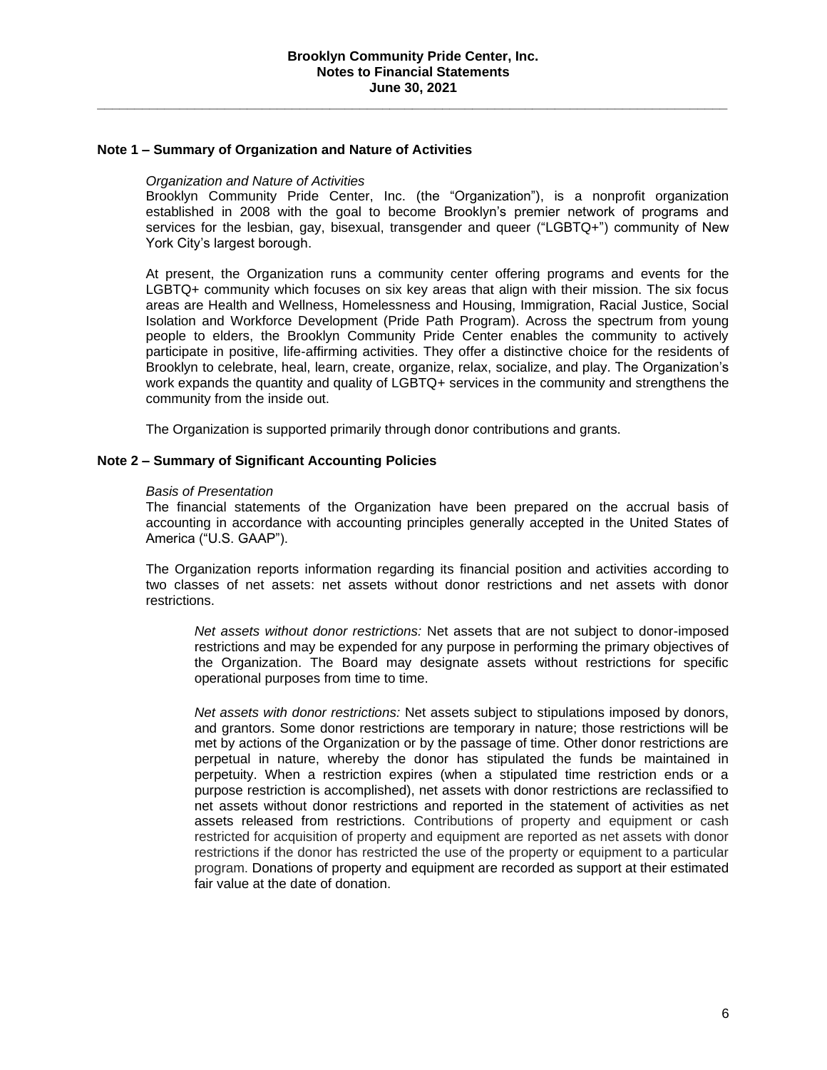# Brooklyn Community Pride Center, Inc.
## Notes to Financial Statements
## June 30, 2021

### Note 1 – Summary of Organization and Nature of Activities

*Organization and Nature of Activities*

Brooklyn Community Pride Center, Inc. (the "Organization"), is a nonprofit organization established in 2008 with the goal to become Brooklyn's premier network of programs and services for the lesbian, gay, bisexual, transgender and queer ("LGBTQ+") community of New York City's largest borough.

At present, the Organization runs a community center offering programs and events for the LGBTQ+ community which focuses on six key areas that align with their mission. The six focus areas are Health and Wellness, Homelessness and Housing, Immigration, Racial Justice, Social Isolation and Workforce Development (Pride Path Program). Across the spectrum from young people to elders, the Brooklyn Community Pride Center enables the community to actively participate in positive, life-affirming activities. They offer a distinctive choice for the residents of Brooklyn to celebrate, heal, learn, create, organize, relax, socialize, and play. The Organization's work expands the quantity and quality of LGBTQ+ services in the community and strengthens the community from the inside out.

The Organization is supported primarily through donor contributions and grants.

### Note 2 – Summary of Significant Accounting Policies

*Basis of Presentation*

The financial statements of the Organization have been prepared on the accrual basis of accounting in accordance with accounting principles generally accepted in the United States of America ("U.S. GAAP").

The Organization reports information regarding its financial position and activities according to two classes of net assets: net assets without donor restrictions and net assets with donor restrictions.

*Net assets without donor restrictions:* Net assets that are not subject to donor-imposed restrictions and may be expended for any purpose in performing the primary objectives of the Organization. The Board may designate assets without restrictions for specific operational purposes from time to time.

*Net assets with donor restrictions:* Net assets subject to stipulations imposed by donors, and grantors. Some donor restrictions are temporary in nature; those restrictions will be met by actions of the Organization or by the passage of time. Other donor restrictions are perpetual in nature, whereby the donor has stipulated the funds be maintained in perpetuity. When a restriction expires (when a stipulated time restriction ends or a purpose restriction is accomplished), net assets with donor restrictions are reclassified to net assets without donor restrictions and reported in the statement of activities as net assets released from restrictions. Contributions of property and equipment or cash restricted for acquisition of property and equipment are reported as net assets with donor restrictions if the donor has restricted the use of the property or equipment to a particular program. Donations of property and equipment are recorded as support at their estimated fair value at the date of donation.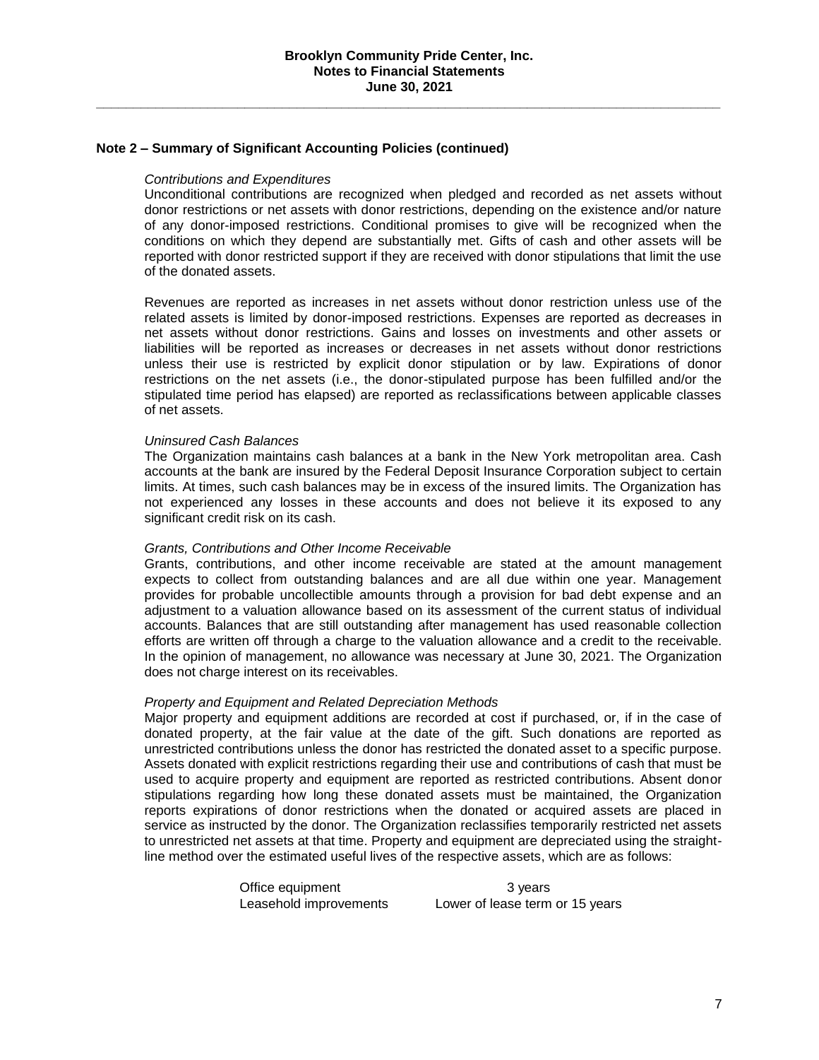## Note 2 – Summary of Significant Accounting Policies (continued)

*Contributions and Expenditures*

Unconditional contributions are recognized when pledged and recorded as net assets without donor restrictions or net assets with donor restrictions, depending on the existence and/or nature of any donor-imposed restrictions. Conditional promises to give will be recognized when the conditions on which they depend are substantially met. Gifts of cash and other assets will be reported with donor restricted support if they are received with donor stipulations that limit the use of the donated assets.

Revenues are reported as increases in net assets without donor restriction unless use of the related assets is limited by donor-imposed restrictions. Expenses are reported as decreases in net assets without donor restrictions. Gains and losses on investments and other assets or liabilities will be reported as increases or decreases in net assets without donor restrictions unless their use is restricted by explicit donor stipulation or by law. Expirations of donor restrictions on the net assets (i.e., the donor-stipulated purpose has been fulfilled and/or the stipulated time period has elapsed) are reported as reclassifications between applicable classes of net assets.

*Uninsured Cash Balances*

The Organization maintains cash balances at a bank in the New York metropolitan area. Cash accounts at the bank are insured by the Federal Deposit Insurance Corporation subject to certain limits. At times, such cash balances may be in excess of the insured limits. The Organization has not experienced any losses in these accounts and does not believe it its exposed to any significant credit risk on its cash.

*Grants, Contributions and Other Income Receivable*

Grants, contributions, and other income receivable are stated at the amount management expects to collect from outstanding balances and are all due within one year. Management provides for probable uncollectible amounts through a provision for bad debt expense and an adjustment to a valuation allowance based on its assessment of the current status of individual accounts. Balances that are still outstanding after management has used reasonable collection efforts are written off through a charge to the valuation allowance and a credit to the receivable. In the opinion of management, no allowance was necessary at June 30, 2021. The Organization does not charge interest on its receivables.

*Property and Equipment and Related Depreciation Methods*

Major property and equipment additions are recorded at cost if purchased, or, if in the case of donated property, at the fair value at the date of the gift. Such donations are reported as unrestricted contributions unless the donor has restricted the donated asset to a specific purpose. Assets donated with explicit restrictions regarding their use and contributions of cash that must be used to acquire property and equipment are reported as restricted contributions. Absent donor stipulations regarding how long these donated assets must be maintained, the Organization reports expirations of donor restrictions when the donated or acquired assets are placed in service as instructed by the donor. The Organization reclassifies temporarily restricted net assets to unrestricted net assets at that time. Property and equipment are depreciated using the straight-line method over the estimated useful lives of the respective assets, which are as follows:

| | |
|---|---|
| Office equipment | 3 years |
| Leasehold improvements | Lower of lease term or 15 years |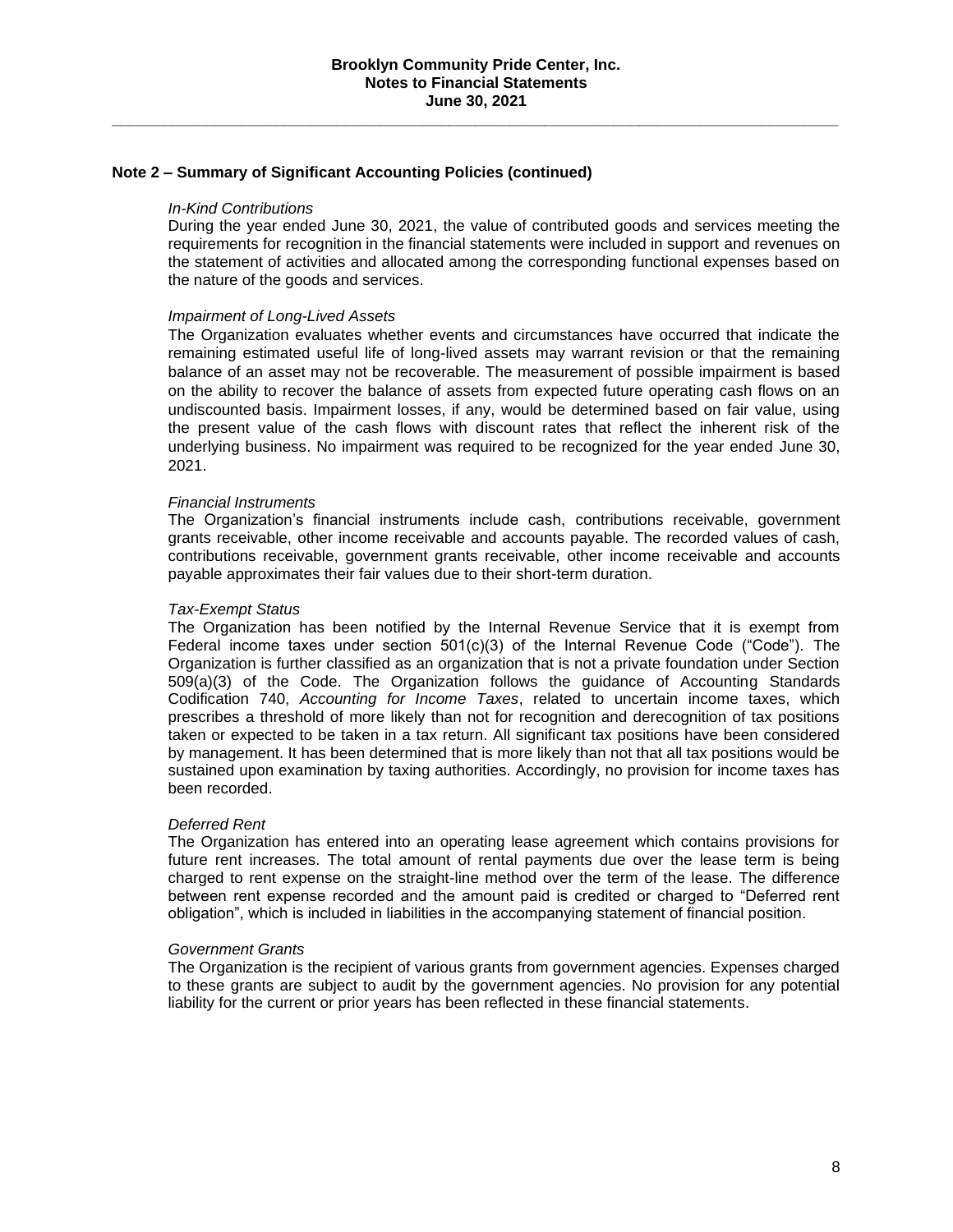## Note 2 – Summary of Significant Accounting Policies (continued)

*In-Kind Contributions*

During the year ended June 30, 2021, the value of contributed goods and services meeting the requirements for recognition in the financial statements were included in support and revenues on the statement of activities and allocated among the corresponding functional expenses based on the nature of the goods and services.

*Impairment of Long-Lived Assets*

The Organization evaluates whether events and circumstances have occurred that indicate the remaining estimated useful life of long-lived assets may warrant revision or that the remaining balance of an asset may not be recoverable. The measurement of possible impairment is based on the ability to recover the balance of assets from expected future operating cash flows on an undiscounted basis. Impairment losses, if any, would be determined based on fair value, using the present value of the cash flows with discount rates that reflect the inherent risk of the underlying business. No impairment was required to be recognized for the year ended June 30, 2021.

*Financial Instruments*

The Organization's financial instruments include cash, contributions receivable, government grants receivable, other income receivable and accounts payable. The recorded values of cash, contributions receivable, government grants receivable, other income receivable and accounts payable approximates their fair values due to their short-term duration.

*Tax-Exempt Status*

The Organization has been notified by the Internal Revenue Service that it is exempt from Federal income taxes under section 501(c)(3) of the Internal Revenue Code ("Code"). The Organization is further classified as an organization that is not a private foundation under Section 509(a)(3) of the Code. The Organization follows the guidance of Accounting Standards Codification 740, *Accounting for Income Taxes*, related to uncertain income taxes, which prescribes a threshold of more likely than not for recognition and derecognition of tax positions taken or expected to be taken in a tax return. All significant tax positions have been considered by management. It has been determined that is more likely than not that all tax positions would be sustained upon examination by taxing authorities. Accordingly, no provision for income taxes has been recorded.

*Deferred Rent*

The Organization has entered into an operating lease agreement which contains provisions for future rent increases. The total amount of rental payments due over the lease term is being charged to rent expense on the straight-line method over the term of the lease. The difference between rent expense recorded and the amount paid is credited or charged to "Deferred rent obligation", which is included in liabilities in the accompanying statement of financial position.

*Government Grants*

The Organization is the recipient of various grants from government agencies. Expenses charged to these grants are subject to audit by the government agencies. No provision for any potential liability for the current or prior years has been reflected in these financial statements.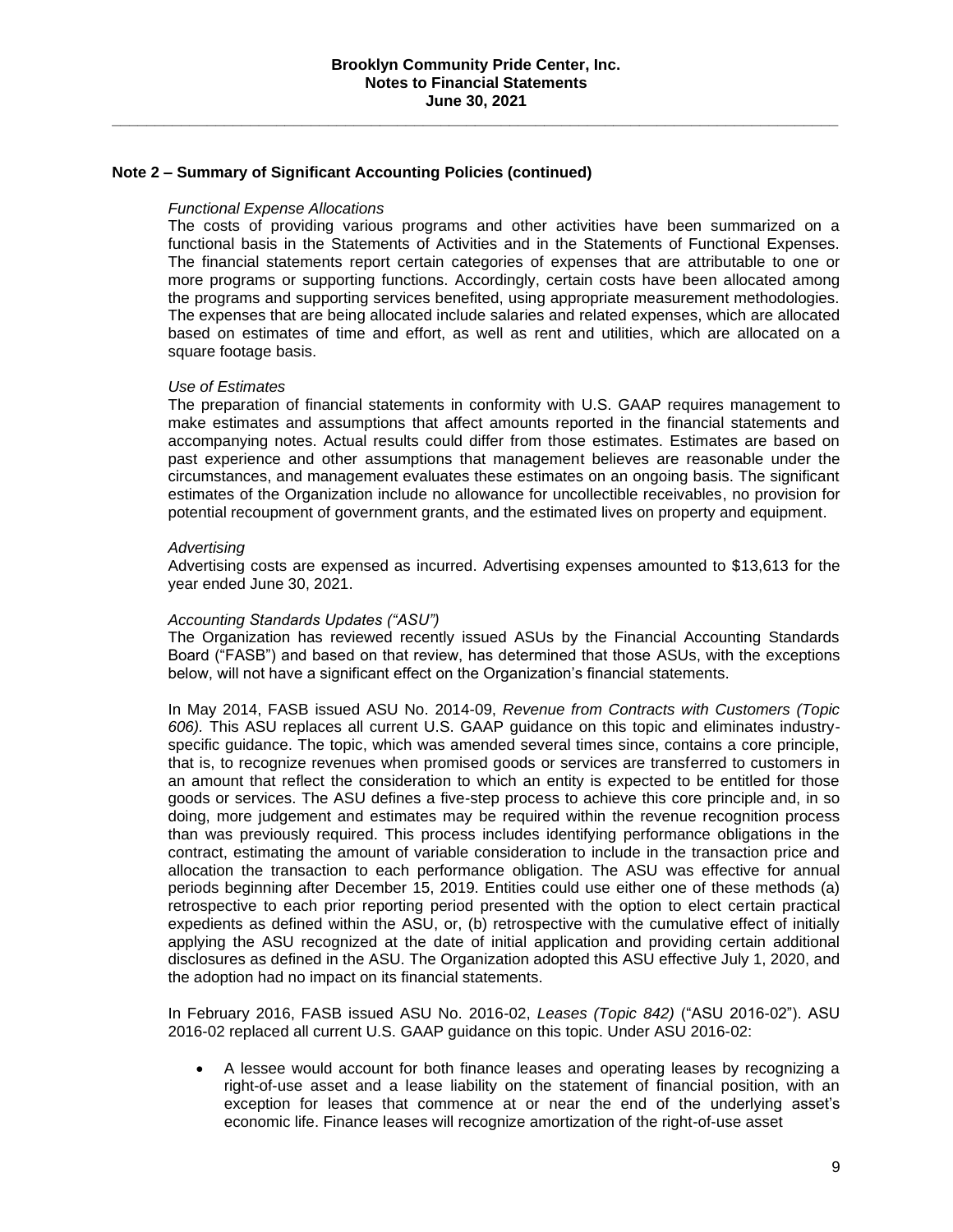## Note 2 – Summary of Significant Accounting Policies (continued)

*Functional Expense Allocations*

The costs of providing various programs and other activities have been summarized on a functional basis in the Statements of Activities and in the Statements of Functional Expenses. The financial statements report certain categories of expenses that are attributable to one or more programs or supporting functions. Accordingly, certain costs have been allocated among the programs and supporting services benefited, using appropriate measurement methodologies. The expenses that are being allocated include salaries and related expenses, which are allocated based on estimates of time and effort, as well as rent and utilities, which are allocated on a square footage basis.

*Use of Estimates*

The preparation of financial statements in conformity with U.S. GAAP requires management to make estimates and assumptions that affect amounts reported in the financial statements and accompanying notes. Actual results could differ from those estimates. Estimates are based on past experience and other assumptions that management believes are reasonable under the circumstances, and management evaluates these estimates on an ongoing basis. The significant estimates of the Organization include no allowance for uncollectible receivables, no provision for potential recoupment of government grants, and the estimated lives on property and equipment.

*Advertising*

Advertising costs are expensed as incurred. Advertising expenses amounted to $13,613 for the year ended June 30, 2021.

*Accounting Standards Updates ("ASU")*

The Organization has reviewed recently issued ASUs by the Financial Accounting Standards Board ("FASB") and based on that review, has determined that those ASUs, with the exceptions below, will not have a significant effect on the Organization's financial statements.

In May 2014, FASB issued ASU No. 2014-09, *Revenue from Contracts with Customers (Topic 606)*. This ASU replaces all current U.S. GAAP guidance on this topic and eliminates industry-specific guidance. The topic, which was amended several times since, contains a core principle, that is, to recognize revenues when promised goods or services are transferred to customers in an amount that reflect the consideration to which an entity is expected to be entitled for those goods or services. The ASU defines a five-step process to achieve this core principle and, in so doing, more judgement and estimates may be required within the revenue recognition process than was previously required. This process includes identifying performance obligations in the contract, estimating the amount of variable consideration to include in the transaction price and allocation the transaction to each performance obligation. The ASU was effective for annual periods beginning after December 15, 2019. Entities could use either one of these methods (a) retrospective to each prior reporting period presented with the option to elect certain practical expedients as defined within the ASU, or, (b) retrospective with the cumulative effect of initially applying the ASU recognized at the date of initial application and providing certain additional disclosures as defined in the ASU. The Organization adopted this ASU effective July 1, 2020, and the adoption had no impact on its financial statements.

In February 2016, FASB issued ASU No. 2016-02, *Leases (Topic 842)* ("ASU 2016-02"). ASU 2016-02 replaced all current U.S. GAAP guidance on this topic. Under ASU 2016-02:

- A lessee would account for both finance leases and operating leases by recognizing a right-of-use asset and a lease liability on the statement of financial position, with an exception for leases that commence at or near the end of the underlying asset's economic life. Finance leases will recognize amortization of the right-of-use asset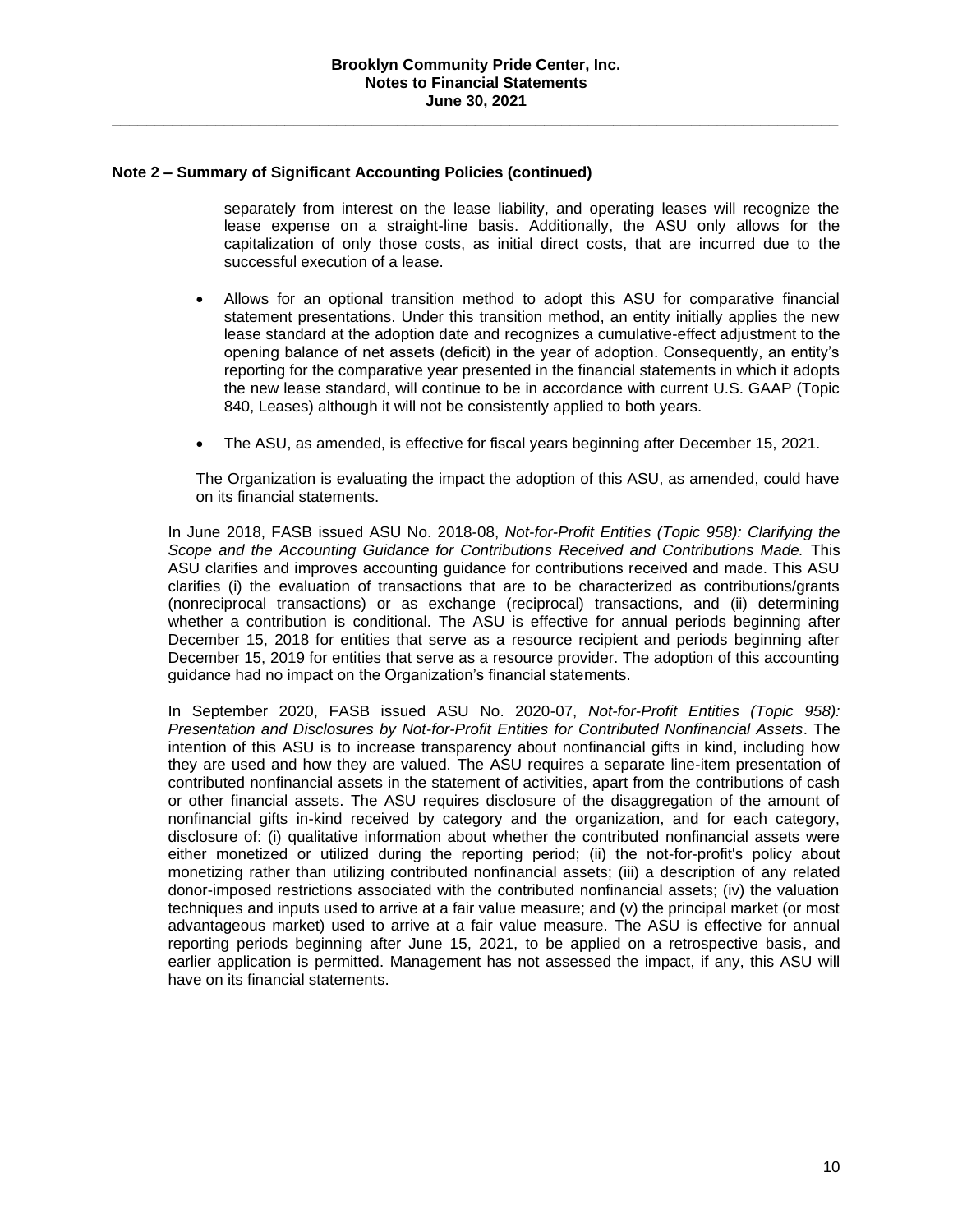## Note 2 – Summary of Significant Accounting Policies (continued)

separately from interest on the lease liability, and operating leases will recognize the lease expense on a straight-line basis. Additionally, the ASU only allows for the capitalization of only those costs, as initial direct costs, that are incurred due to the successful execution of a lease.

- Allows for an optional transition method to adopt this ASU for comparative financial statement presentations. Under this transition method, an entity initially applies the new lease standard at the adoption date and recognizes a cumulative-effect adjustment to the opening balance of net assets (deficit) in the year of adoption. Consequently, an entity's reporting for the comparative year presented in the financial statements in which it adopts the new lease standard, will continue to be in accordance with current U.S. GAAP (Topic 840, Leases) although it will not be consistently applied to both years.

- The ASU, as amended, is effective for fiscal years beginning after December 15, 2021.

The Organization is evaluating the impact the adoption of this ASU, as amended, could have on its financial statements.

In June 2018, FASB issued ASU No. 2018-08, *Not-for-Profit Entities (Topic 958): Clarifying the Scope and the Accounting Guidance for Contributions Received and Contributions Made.* This ASU clarifies and improves accounting guidance for contributions received and made. This ASU clarifies (i) the evaluation of transactions that are to be characterized as contributions/grants (nonreciprocal transactions) or as exchange (reciprocal) transactions, and (ii) determining whether a contribution is conditional. The ASU is effective for annual periods beginning after December 15, 2018 for entities that serve as a resource recipient and periods beginning after December 15, 2019 for entities that serve as a resource provider. The adoption of this accounting guidance had no impact on the Organization's financial statements.

In September 2020, FASB issued ASU No. 2020-07, *Not-for-Profit Entities (Topic 958): Presentation and Disclosures by Not-for-Profit Entities for Contributed Nonfinancial Assets*. The intention of this ASU is to increase transparency about nonfinancial gifts in kind, including how they are used and how they are valued. The ASU requires a separate line-item presentation of contributed nonfinancial assets in the statement of activities, apart from the contributions of cash or other financial assets. The ASU requires disclosure of the disaggregation of the amount of nonfinancial gifts in-kind received by category and the organization, and for each category, disclosure of: (i) qualitative information about whether the contributed nonfinancial assets were either monetized or utilized during the reporting period; (ii) the not-for-profit's policy about monetizing rather than utilizing contributed nonfinancial assets; (iii) a description of any related donor-imposed restrictions associated with the contributed nonfinancial assets; (iv) the valuation techniques and inputs used to arrive at a fair value measure; and (v) the principal market (or most advantageous market) used to arrive at a fair value measure. The ASU is effective for annual reporting periods beginning after June 15, 2021, to be applied on a retrospective basis, and earlier application is permitted. Management has not assessed the impact, if any, this ASU will have on its financial statements.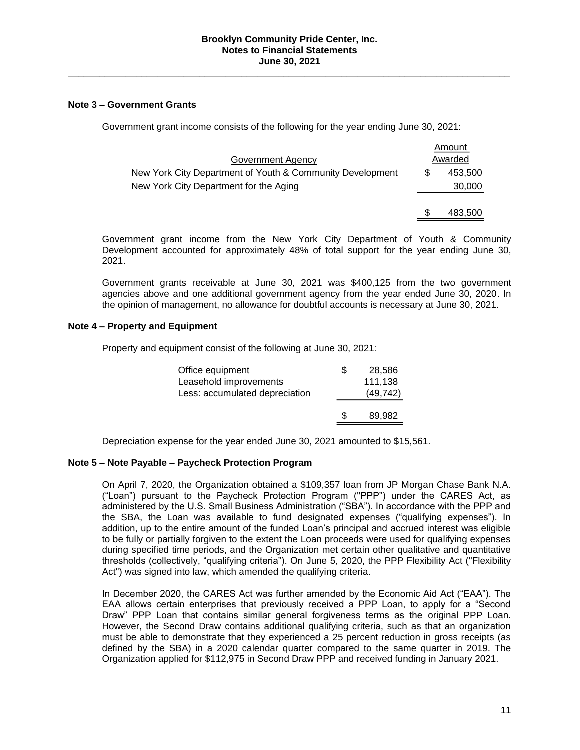**Brooklyn Community Pride Center, Inc.**
**Notes to Financial Statements**
**June 30, 2021**

## Note 3 – Government Grants

Government grant income consists of the following for the year ending June 30, 2021:

| Government Agency | Amount Awarded |
|---|---|
| New York City Department of Youth & Community Development | $ 453,500 |
| New York City Department for the Aging | 30,000 |
| | $ 483,500 |

Government grant income from the New York City Department of Youth & Community Development accounted for approximately 48% of total support for the year ending June 30, 2021.

Government grants receivable at June 30, 2021 was $400,125 from the two government agencies above and one additional government agency from the year ended June 30, 2020. In the opinion of management, no allowance for doubtful accounts is necessary at June 30, 2021.

## Note 4 – Property and Equipment

Property and equipment consist of the following at June 30, 2021:

| | |
|---|---|
| Office equipment | $ 28,586 |
| Leasehold improvements | 111,138 |
| Less: accumulated depreciation | (49,742) |
| | $ 89,982 |

Depreciation expense for the year ended June 30, 2021 amounted to $15,561.

## Note 5 – Note Payable – Paycheck Protection Program

On April 7, 2020, the Organization obtained a $109,357 loan from JP Morgan Chase Bank N.A. ("Loan") pursuant to the Paycheck Protection Program ("PPP") under the CARES Act, as administered by the U.S. Small Business Administration ("SBA"). In accordance with the PPP and the SBA, the Loan was available to fund designated expenses ("qualifying expenses"). In addition, up to the entire amount of the funded Loan's principal and accrued interest was eligible to be fully or partially forgiven to the extent the Loan proceeds were used for qualifying expenses during specified time periods, and the Organization met certain other qualitative and quantitative thresholds (collectively, "qualifying criteria"). On June 5, 2020, the PPP Flexibility Act ("Flexibility Act") was signed into law, which amended the qualifying criteria.

In December 2020, the CARES Act was further amended by the Economic Aid Act ("EAA"). The EAA allows certain enterprises that previously received a PPP Loan, to apply for a "Second Draw" PPP Loan that contains similar general forgiveness terms as the original PPP Loan. However, the Second Draw contains additional qualifying criteria, such as that an organization must be able to demonstrate that they experienced a 25 percent reduction in gross receipts (as defined by the SBA) in a 2020 calendar quarter compared to the same quarter in 2019. The Organization applied for $112,975 in Second Draw PPP and received funding in January 2021.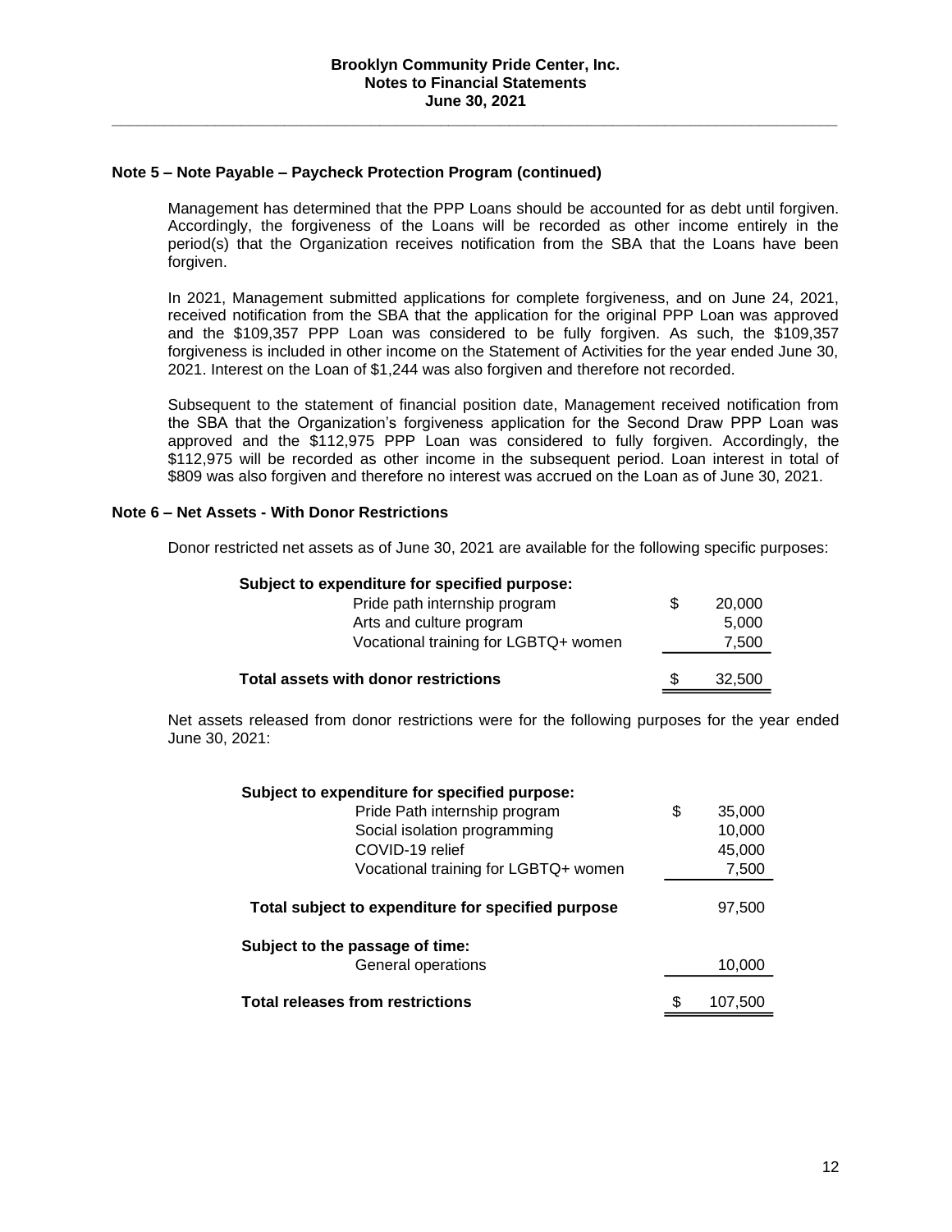## Note 5 – Note Payable – Paycheck Protection Program (continued)

Management has determined that the PPP Loans should be accounted for as debt until forgiven. Accordingly, the forgiveness of the Loans will be recorded as other income entirely in the period(s) that the Organization receives notification from the SBA that the Loans have been forgiven.

In 2021, Management submitted applications for complete forgiveness, and on June 24, 2021, received notification from the SBA that the application for the original PPP Loan was approved and the $109,357 PPP Loan was considered to be fully forgiven. As such, the $109,357 forgiveness is included in other income on the Statement of Activities for the year ended June 30, 2021. Interest on the Loan of $1,244 was also forgiven and therefore not recorded.

Subsequent to the statement of financial position date, Management received notification from the SBA that the Organization's forgiveness application for the Second Draw PPP Loan was approved and the $112,975 PPP Loan was considered to fully forgiven. Accordingly, the $112,975 will be recorded as other income in the subsequent period. Loan interest in total of $809 was also forgiven and therefore no interest was accrued on the Loan as of June 30, 2021.

## Note 6 – Net Assets - With Donor Restrictions

Donor restricted net assets as of June 30, 2021 are available for the following specific purposes:

| | |
|---|---|
| **Subject to expenditure for specified purpose:** | |
| Pride path internship program | $ 20,000 |
| Arts and culture program | 5,000 |
| Vocational training for LGBTQ+ women | 7,500 |
| **Total assets with donor restrictions** | $ 32,500 |

Net assets released from donor restrictions were for the following purposes for the year ended June 30, 2021:

| | |
|---|---|
| **Subject to expenditure for specified purpose:** | |
| Pride Path internship program | $ 35,000 |
| Social isolation programming | 10,000 |
| COVID-19 relief | 45,000 |
| Vocational training for LGBTQ+ women | 7,500 |
| **Total subject to expenditure for specified purpose** | 97,500 |
| **Subject to the passage of time:** | |
| General operations | 10,000 |
| **Total releases from restrictions** | $ 107,500 |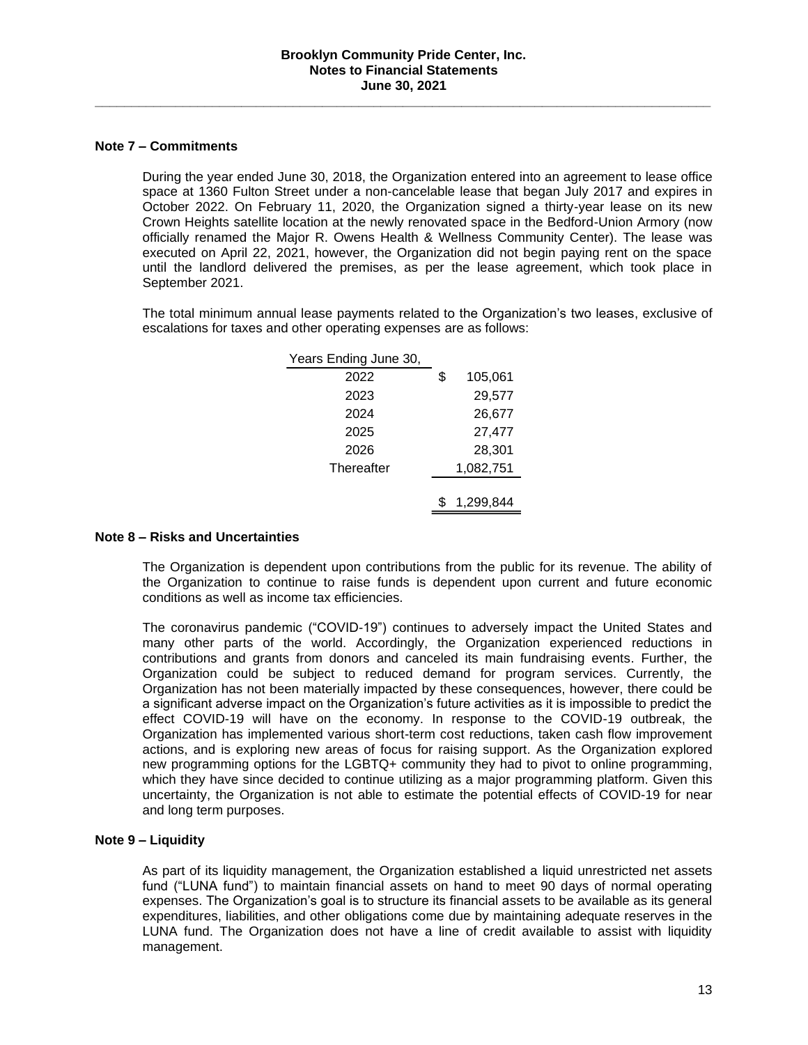## Note 7 – Commitments

During the year ended June 30, 2018, the Organization entered into an agreement to lease office space at 1360 Fulton Street under a non-cancelable lease that began July 2017 and expires in October 2022. On February 11, 2020, the Organization signed a thirty-year lease on its new Crown Heights satellite location at the newly renovated space in the Bedford-Union Armory (now officially renamed the Major R. Owens Health & Wellness Community Center). The lease was executed on April 22, 2021, however, the Organization did not begin paying rent on the space until the landlord delivered the premises, as per the lease agreement, which took place in September 2021.

The total minimum annual lease payments related to the Organization's two leases, exclusive of escalations for taxes and other operating expenses are as follows:

| Years Ending June 30, | |
|---|---|
| 2022 | $ 105,061 |
| 2023 | 29,577 |
| 2024 | 26,677 |
| 2025 | 27,477 |
| 2026 | 28,301 |
| Thereafter | 1,082,751 |
| | $ 1,299,844 |

## Note 8 – Risks and Uncertainties

The Organization is dependent upon contributions from the public for its revenue. The ability of the Organization to continue to raise funds is dependent upon current and future economic conditions as well as income tax efficiencies.

The coronavirus pandemic ("COVID-19") continues to adversely impact the United States and many other parts of the world. Accordingly, the Organization experienced reductions in contributions and grants from donors and canceled its main fundraising events. Further, the Organization could be subject to reduced demand for program services. Currently, the Organization has not been materially impacted by these consequences, however, there could be a significant adverse impact on the Organization's future activities as it is impossible to predict the effect COVID-19 will have on the economy. In response to the COVID-19 outbreak, the Organization has implemented various short-term cost reductions, taken cash flow improvement actions, and is exploring new areas of focus for raising support. As the Organization explored new programming options for the LGBTQ+ community they had to pivot to online programming, which they have since decided to continue utilizing as a major programming platform. Given this uncertainty, the Organization is not able to estimate the potential effects of COVID-19 for near and long term purposes.

## Note 9 – Liquidity

As part of its liquidity management, the Organization established a liquid unrestricted net assets fund ("LUNA fund") to maintain financial assets on hand to meet 90 days of normal operating expenses. The Organization's goal is to structure its financial assets to be available as its general expenditures, liabilities, and other obligations come due by maintaining adequate reserves in the LUNA fund. The Organization does not have a line of credit available to assist with liquidity management.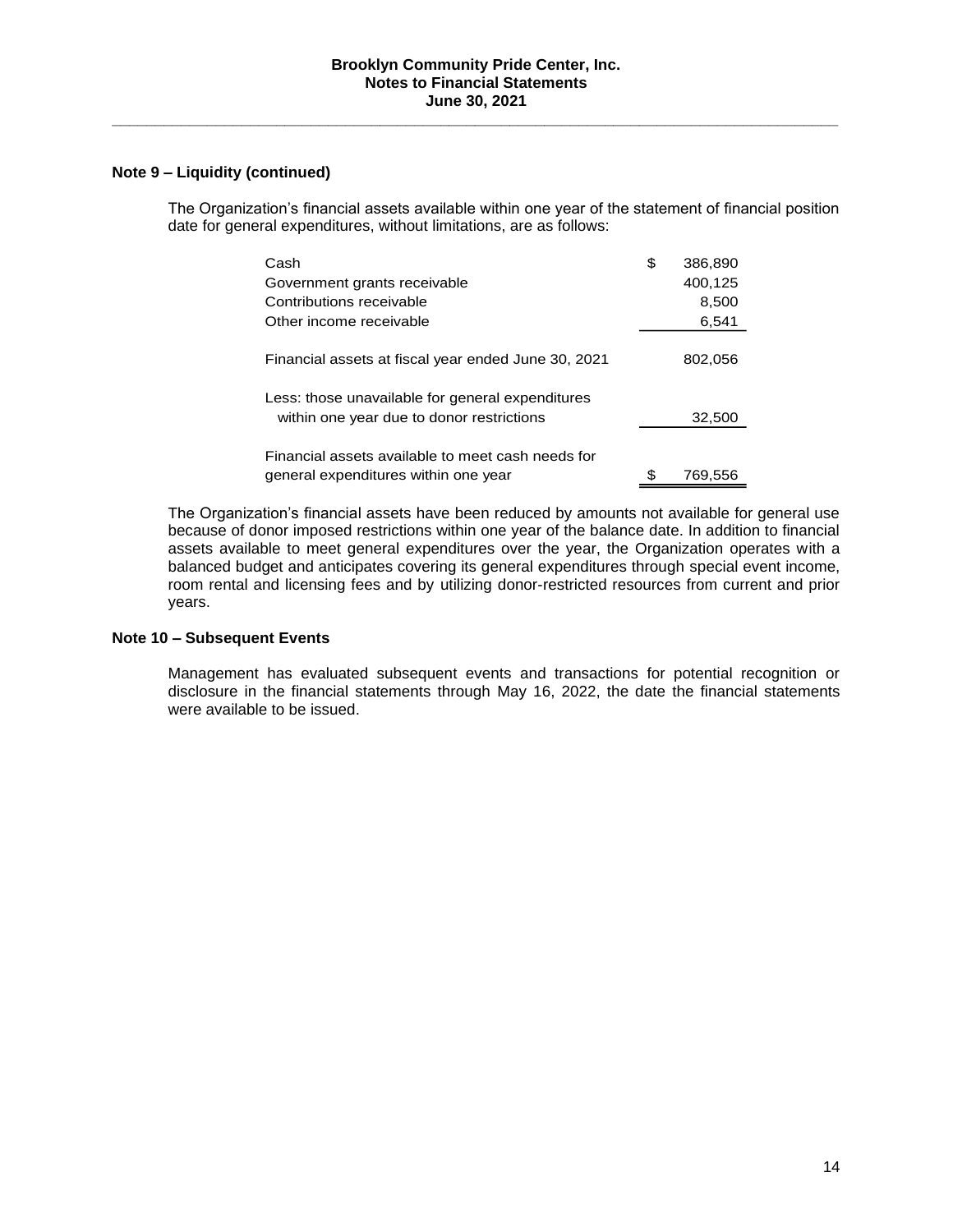**Note 9 – Liquidity (continued)**

The Organization's financial assets available within one year of the statement of financial position date for general expenditures, without limitations, are as follows:

| | |
|---|---|
| Cash | $ 386,890 |
| Government grants receivable | 400,125 |
| Contributions receivable | 8,500 |
| Other income receivable | 6,541 |
| Financial assets at fiscal year ended June 30, 2021 | 802,056 |
| Less: those unavailable for general expenditures within one year due to donor restrictions | 32,500 |
| Financial assets available to meet cash needs for general expenditures within one year | $ 769,556 |

The Organization's financial assets have been reduced by amounts not available for general use because of donor imposed restrictions within one year of the balance date. In addition to financial assets available to meet general expenditures over the year, the Organization operates with a balanced budget and anticipates covering its general expenditures through special event income, room rental and licensing fees and by utilizing donor-restricted resources from current and prior years.

**Note 10 – Subsequent Events**

Management has evaluated subsequent events and transactions for potential recognition or disclosure in the financial statements through May 16, 2022, the date the financial statements were available to be issued.